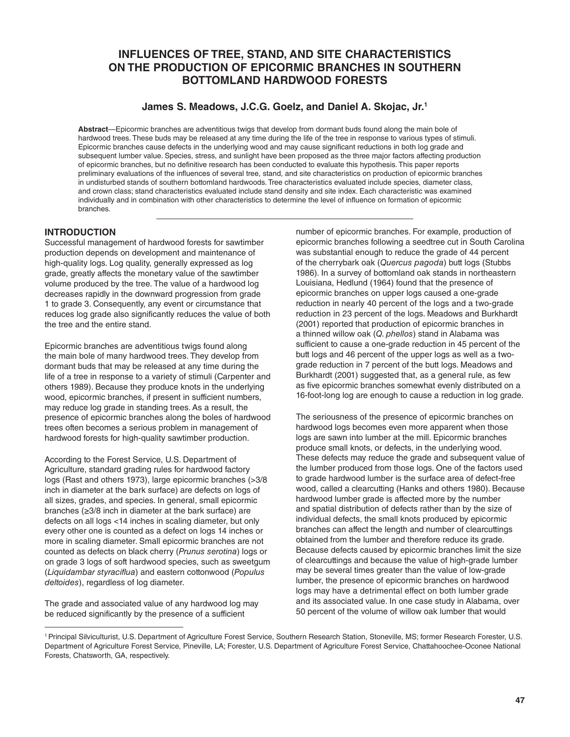# INFLUENCES OF TREE, STAND, AND SITE CHARACTERISTICS ON THE PRODUCTION OF EPICORMIC BRANCHES IN SOUTHERN BOTTOMLAND HARDWOOD FORESTS

### James S. Meadows, J.C.G. Goelz, and Daniel A. Skojac, Jr.[1]

**Abstract**—Epicormic branches are adventitious twigs that develop from dormant buds found along the main bole of hardwood trees. These buds may be released at any time during the life of the tree in response to various types of stimuli. Epicormic branches cause defects in the underlying wood and may cause significant reductions in both log grade and subsequent lumber value. Species, stress, and sunlight have been proposed as the three major factors affecting production of epicormic branches, but no definitive research has been conducted to evaluate this hypothesis. This paper reports preliminary evaluations of the influences of several tree, stand, and site characteristics on production of epicormic branches in undisturbed stands of southern bottomland hardwoods. Tree characteristics evaluated include species, diameter class, and crown class; stand characteristics evaluated include stand density and site index. Each characteristic was examined individually and in combination with other characteristics to determine the level of influence on formation of epicormic branches.

## INTRODUCTION

Successful management of hardwood forests for sawtimber production depends on development and maintenance of high-quality logs. Log quality, generally expressed as log grade, greatly affects the monetary value of the sawtimber volume produced by the tree. The value of a hardwood log decreases rapidly in the downward progression from grade 1 to grade 3. Consequently, any event or circumstance that reduces log grade also significantly reduces the value of both the tree and the entire stand.

Epicormic branches are adventitious twigs found along the main bole of many hardwood trees. They develop from dormant buds that may be released at any time during the life of a tree in response to a variety of stimuli (Carpenter and others 1989). Because they produce knots in the underlying wood, epicormic branches, if present in sufficient numbers, may reduce log grade in standing trees. As a result, the presence of epicormic branches along the boles of hardwood trees often becomes a serious problem in management of hardwood forests for high-quality sawtimber production.

According to the Forest Service, U.S. Department of Agriculture, standard grading rules for hardwood factory logs (Rast and others 1973), large epicormic branches (>3/8 inch in diameter at the bark surface) are defects on logs of all sizes, grades, and species. In general, small epicormic branches (≥3/8 inch in diameter at the bark surface) are defects on all logs <14 inches in scaling diameter, but only every other one is counted as a defect on logs 14 inches or more in scaling diameter. Small epicormic branches are not counted as defects on black cherry (*Prunus serotina*) logs or on grade 3 logs of soft hardwood species, such as sweetgum (*Liquidambar styraciflua*) and eastern cottonwood (*Populus deltoides*), regardless of log diameter.

The grade and associated value of any hardwood log may be reduced significantly by the presence of a sufficient number of epicormic branches. For example, production of epicormic branches following a seedtree cut in South Carolina was substantial enough to reduce the grade of 44 percent of the cherrybark oak (*Quercus pagoda*) butt logs (Stubbs 1986). In a survey of bottomland oak stands in northeastern Louisiana, Hedlund (1964) found that the presence of epicormic branches on upper logs caused a one-grade reduction in nearly 40 percent of the logs and a two-grade reduction in 23 percent of the logs. Meadows and Burkhardt (2001) reported that production of epicormic branches in a thinned willow oak (*Q. phellos*) stand in Alabama was sufficient to cause a one-grade reduction in 45 percent of the butt logs and 46 percent of the upper logs as well as a two-grade reduction in 7 percent of the butt logs. Meadows and Burkhardt (2001) suggested that, as a general rule, as few as five epicormic branches somewhat evenly distributed on a 16-foot-long log are enough to cause a reduction in log grade.

The seriousness of the presence of epicormic branches on hardwood logs becomes even more apparent when those logs are sawn into lumber at the mill. Epicormic branches produce small knots, or defects, in the underlying wood. These defects may reduce the grade and subsequent value of the lumber produced from those logs. One of the factors used to grade hardwood lumber is the surface area of defect-free wood, called a clearcutting (Hanks and others 1980). Because hardwood lumber grade is affected more by the number and spatial distribution of defects rather than by the size of individual defects, the small knots produced by epicormic branches can affect the length and number of clearcuttings obtained from the lumber and therefore reduce its grade. Because defects caused by epicormic branches limit the size of clearcuttings and because the value of high-grade lumber may be several times greater than the value of low-grade lumber, the presence of epicormic branches on hardwood logs may have a detrimental effect on both lumber grade and its associated value. In one case study in Alabama, over 50 percent of the volume of willow oak lumber that would

[1] Principal Silviculturist, U.S. Department of Agriculture Forest Service, Southern Research Station, Stoneville, MS; former Research Forester, U.S. Department of Agriculture Forest Service, Pineville, LA; Forester, U.S. Department of Agriculture Forest Service, Chattahoochee-Oconee National Forests, Chatsworth, GA, respectively.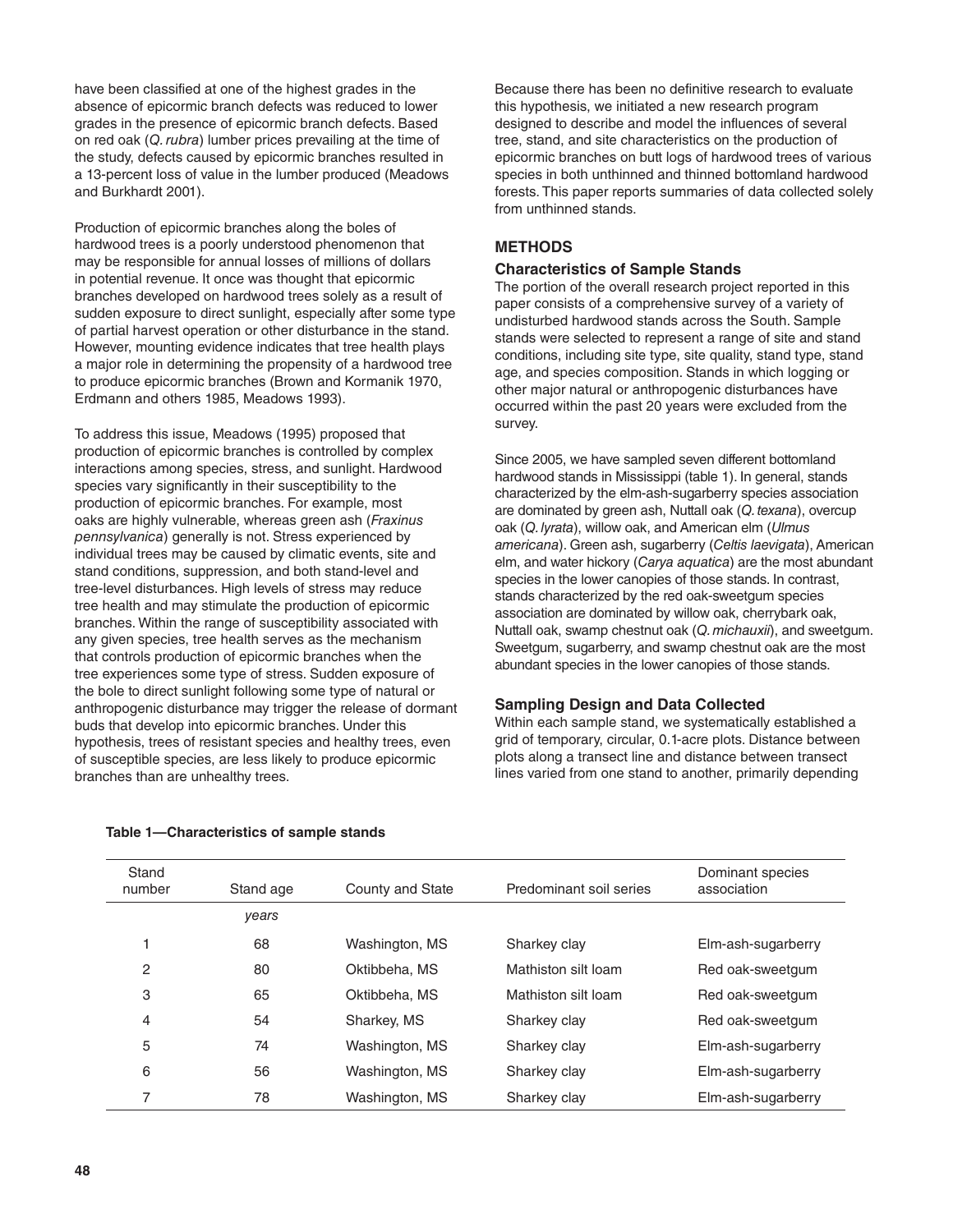have been classified at one of the highest grades in the absence of epicormic branch defects was reduced to lower grades in the presence of epicormic branch defects. Based on red oak (*Q. rubra*) lumber prices prevailing at the time of the study, defects caused by epicormic branches resulted in a 13-percent loss of value in the lumber produced (Meadows and Burkhardt 2001).

Production of epicormic branches along the boles of hardwood trees is a poorly understood phenomenon that may be responsible for annual losses of millions of dollars in potential revenue. It once was thought that epicormic branches developed on hardwood trees solely as a result of sudden exposure to direct sunlight, especially after some type of partial harvest operation or other disturbance in the stand. However, mounting evidence indicates that tree health plays a major role in determining the propensity of a hardwood tree to produce epicormic branches (Brown and Kormanik 1970, Erdmann and others 1985, Meadows 1993).

To address this issue, Meadows (1995) proposed that production of epicormic branches is controlled by complex interactions among species, stress, and sunlight. Hardwood species vary significantly in their susceptibility to the production of epicormic branches. For example, most oaks are highly vulnerable, whereas green ash (*Fraxinus pennsylvanica*) generally is not. Stress experienced by individual trees may be caused by climatic events, site and stand conditions, suppression, and both stand-level and tree-level disturbances. High levels of stress may reduce tree health and may stimulate the production of epicormic branches. Within the range of susceptibility associated with any given species, tree health serves as the mechanism that controls production of epicormic branches when the tree experiences some type of stress. Sudden exposure of the bole to direct sunlight following some type of natural or anthropogenic disturbance may trigger the release of dormant buds that develop into epicormic branches. Under this hypothesis, trees of resistant species and healthy trees, even of susceptible species, are less likely to produce epicormic branches than are unhealthy trees.

Because there has been no definitive research to evaluate this hypothesis, we initiated a new research program designed to describe and model the influences of several tree, stand, and site characteristics on the production of epicormic branches on butt logs of hardwood trees of various species in both unthinned and thinned bottomland hardwood forests. This paper reports summaries of data collected solely from unthinned stands.

## METHODS

### Characteristics of Sample Stands

The portion of the overall research project reported in this paper consists of a comprehensive survey of a variety of undisturbed hardwood stands across the South. Sample stands were selected to represent a range of site and stand conditions, including site type, site quality, stand type, stand age, and species composition. Stands in which logging or other major natural or anthropogenic disturbances have occurred within the past 20 years were excluded from the survey.

Since 2005, we have sampled seven different bottomland hardwood stands in Mississippi (table 1). In general, stands characterized by the elm-ash-sugarberry species association are dominated by green ash, Nuttall oak (*Q. texana*), overcup oak (*Q. lyrata*), willow oak, and American elm (*Ulmus americana*). Green ash, sugarberry (*Celtis laevigata*), American elm, and water hickory (*Carya aquatica*) are the most abundant species in the lower canopies of those stands. In contrast, stands characterized by the red oak-sweetgum species association are dominated by willow oak, cherrybark oak, Nuttall oak, swamp chestnut oak (*Q. michauxii*), and sweetgum. Sweetgum, sugarberry, and swamp chestnut oak are the most abundant species in the lower canopies of those stands.

### Sampling Design and Data Collected

Within each sample stand, we systematically established a grid of temporary, circular, 0.1-acre plots. Distance between plots along a transect line and distance between transect lines varied from one stand to another, primarily depending

**Table 1—Characteristics of sample stands**

| Stand number | Stand age | County and State | Predominant soil series | Dominant species association |
|---|---|---|---|---|
| | *years* | | | |
| 1 | 68 | Washington, MS | Sharkey clay | Elm-ash-sugarberry |
| 2 | 80 | Oktibbeha, MS | Mathiston silt loam | Red oak-sweetgum |
| 3 | 65 | Oktibbeha, MS | Mathiston silt loam | Red oak-sweetgum |
| 4 | 54 | Sharkey, MS | Sharkey clay | Red oak-sweetgum |
| 5 | 74 | Washington, MS | Sharkey clay | Elm-ash-sugarberry |
| 6 | 56 | Washington, MS | Sharkey clay | Elm-ash-sugarberry |
| 7 | 78 | Washington, MS | Sharkey clay | Elm-ash-sugarberry |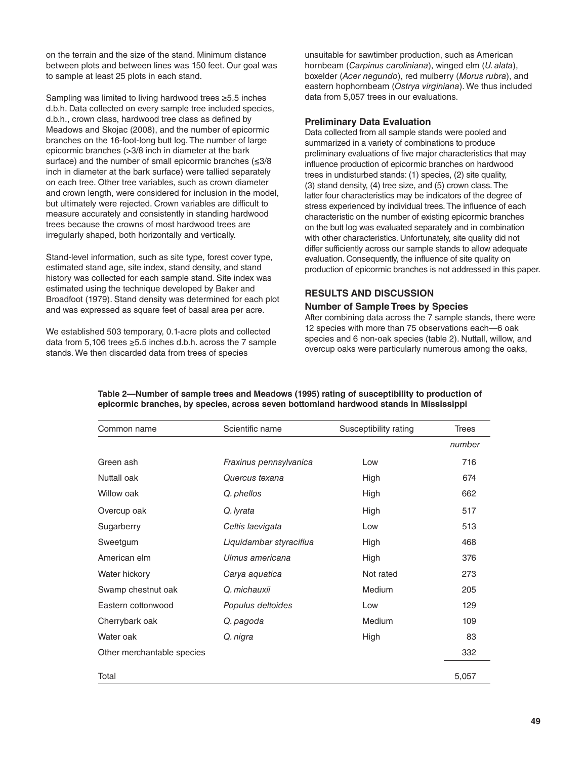on the terrain and the size of the stand. Minimum distance between plots and between lines was 150 feet. Our goal was to sample at least 25 plots in each stand.

Sampling was limited to living hardwood trees ≥5.5 inches d.b.h. Data collected on every sample tree included species, d.b.h., crown class, hardwood tree class as defined by Meadows and Skojac (2008), and the number of epicormic branches on the 16-foot-long butt log. The number of large epicormic branches (>3/8 inch in diameter at the bark surface) and the number of small epicormic branches (≤3/8 inch in diameter at the bark surface) were tallied separately on each tree. Other tree variables, such as crown diameter and crown length, were considered for inclusion in the model, but ultimately were rejected. Crown variables are difficult to measure accurately and consistently in standing hardwood trees because the crowns of most hardwood trees are irregularly shaped, both horizontally and vertically.

Stand-level information, such as site type, forest cover type, estimated stand age, site index, stand density, and stand history was collected for each sample stand. Site index was estimated using the technique developed by Baker and Broadfoot (1979). Stand density was determined for each plot and was expressed as square feet of basal area per acre.

We established 503 temporary, 0.1-acre plots and collected data from 5,106 trees ≥5.5 inches d.b.h. across the 7 sample stands. We then discarded data from trees of species unsuitable for sawtimber production, such as American hornbeam (*Carpinus caroliniana*), winged elm (*U. alata*), boxelder (*Acer negundo*), red mulberry (*Morus rubra*), and eastern hophornbeam (*Ostrya virginiana*). We thus included data from 5,057 trees in our evaluations.

### Preliminary Data Evaluation

Data collected from all sample stands were pooled and summarized in a variety of combinations to produce preliminary evaluations of five major characteristics that may influence production of epicormic branches on hardwood trees in undisturbed stands: (1) species, (2) site quality, (3) stand density, (4) tree size, and (5) crown class. The latter four characteristics may be indicators of the degree of stress experienced by individual trees. The influence of each characteristic on the number of existing epicormic branches on the butt log was evaluated separately and in combination with other characteristics. Unfortunately, site quality did not differ sufficiently across our sample stands to allow adequate evaluation. Consequently, the influence of site quality on production of epicormic branches is not addressed in this paper.

## RESULTS AND DISCUSSION

### Number of Sample Trees by Species

After combining data across the 7 sample stands, there were 12 species with more than 75 observations each—6 oak species and 6 non-oak species (table 2). Nuttall, willow, and overcup oaks were particularly numerous among the oaks,

**Table 2—Number of sample trees and Meadows (1995) rating of susceptibility to production of epicormic branches, by species, across seven bottomland hardwood stands in Mississippi**

| Common name | Scientific name | Susceptibility rating | Trees |
|---|---|---|---|
| | | | *number* |
| Green ash | *Fraxinus pennsylvanica* | Low | 716 |
| Nuttall oak | *Quercus texana* | High | 674 |
| Willow oak | *Q. phellos* | High | 662 |
| Overcup oak | *Q. lyrata* | High | 517 |
| Sugarberry | *Celtis laevigata* | Low | 513 |
| Sweetgum | *Liquidambar styraciflua* | High | 468 |
| American elm | *Ulmus americana* | High | 376 |
| Water hickory | *Carya aquatica* | Not rated | 273 |
| Swamp chestnut oak | *Q. michauxii* | Medium | 205 |
| Eastern cottonwood | *Populus deltoides* | Low | 129 |
| Cherrybark oak | *Q. pagoda* | Medium | 109 |
| Water oak | *Q. nigra* | High | 83 |
| Other merchantable species | | | 332 |
| Total | | | 5,057 |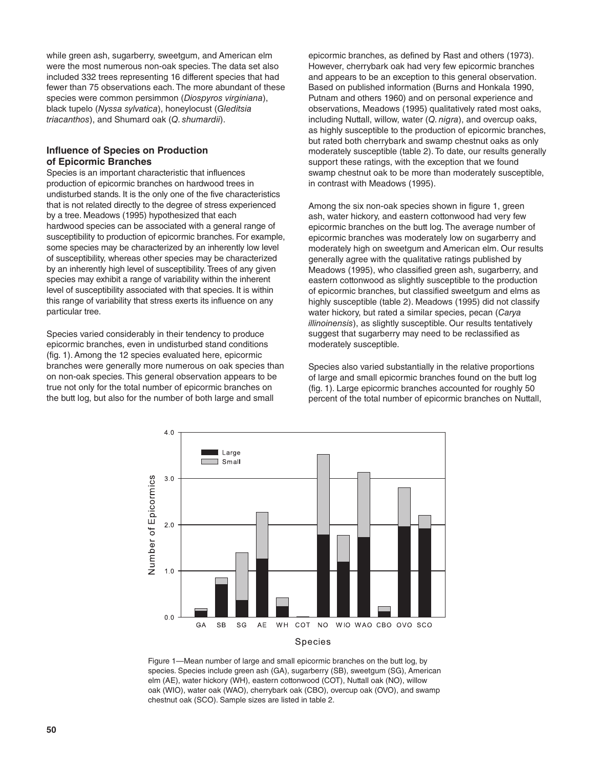while green ash, sugarberry, sweetgum, and American elm were the most numerous non-oak species. The data set also included 332 trees representing 16 different species that had fewer than 75 observations each. The more abundant of these species were common persimmon (*Diospyros virginiana*), black tupelo (*Nyssa sylvatica*), honeylocust (*Gleditsia triacanthos*), and Shumard oak (*Q. shumardii*).

### Influence of Species on Production of Epicormic Branches

Species is an important characteristic that influences production of epicormic branches on hardwood trees in undisturbed stands. It is the only one of the five characteristics that is not related directly to the degree of stress experienced by a tree. Meadows (1995) hypothesized that each hardwood species can be associated with a general range of susceptibility to production of epicormic branches. For example, some species may be characterized by an inherently low level of susceptibility, whereas other species may be characterized by an inherently high level of susceptibility. Trees of any given species may exhibit a range of variability within the inherent level of susceptibility associated with that species. It is within this range of variability that stress exerts its influence on any particular tree.

Species varied considerably in their tendency to produce epicormic branches, even in undisturbed stand conditions (fig. 1). Among the 12 species evaluated here, epicormic branches were generally more numerous on oak species than on non-oak species. This general observation appears to be true not only for the total number of epicormic branches on the butt log, but also for the number of both large and small epicormic branches, as defined by Rast and others (1973). However, cherrybark oak had very few epicormic branches and appears to be an exception to this general observation. Based on published information (Burns and Honkala 1990, Putnam and others 1960) and on personal experience and observations, Meadows (1995) qualitatively rated most oaks, including Nuttall, willow, water (*Q. nigra*), and overcup oaks, as highly susceptible to the production of epicormic branches, but rated both cherrybark and swamp chestnut oaks as only moderately susceptible (table 2). To date, our results generally support these ratings, with the exception that we found swamp chestnut oak to be more than moderately susceptible, in contrast with Meadows (1995).

Among the six non-oak species shown in figure 1, green ash, water hickory, and eastern cottonwood had very few epicormic branches on the butt log. The average number of epicormic branches was moderately low on sugarberry and moderately high on sweetgum and American elm. Our results generally agree with the qualitative ratings published by Meadows (1995), who classified green ash, sugarberry, and eastern cottonwood as slightly susceptible to the production of epicormic branches, but classified sweetgum and elms as highly susceptible (table 2). Meadows (1995) did not classify water hickory, but rated a similar species, pecan (*Carya illinoinensis*), as slightly susceptible. Our results tentatively suggest that sugarberry may need to be reclassified as moderately susceptible.

Species also varied substantially in the relative proportions of large and small epicormic branches found on the butt log (fig. 1). Large epicormic branches accounted for roughly 50 percent of the total number of epicormic branches on Nuttall,

Figure 1—Mean number of large and small epicormic branches on the butt log, by species. Species include green ash (GA), sugarberry (SB), sweetgum (SG), American elm (AE), water hickory (WH), eastern cottonwood (COT), Nuttall oak (NO), willow oak (WIO), water oak (WAO), cherrybark oak (CBO), overcup oak (OVO), and swamp chestnut oak (SCO). Sample sizes are listed in table 2.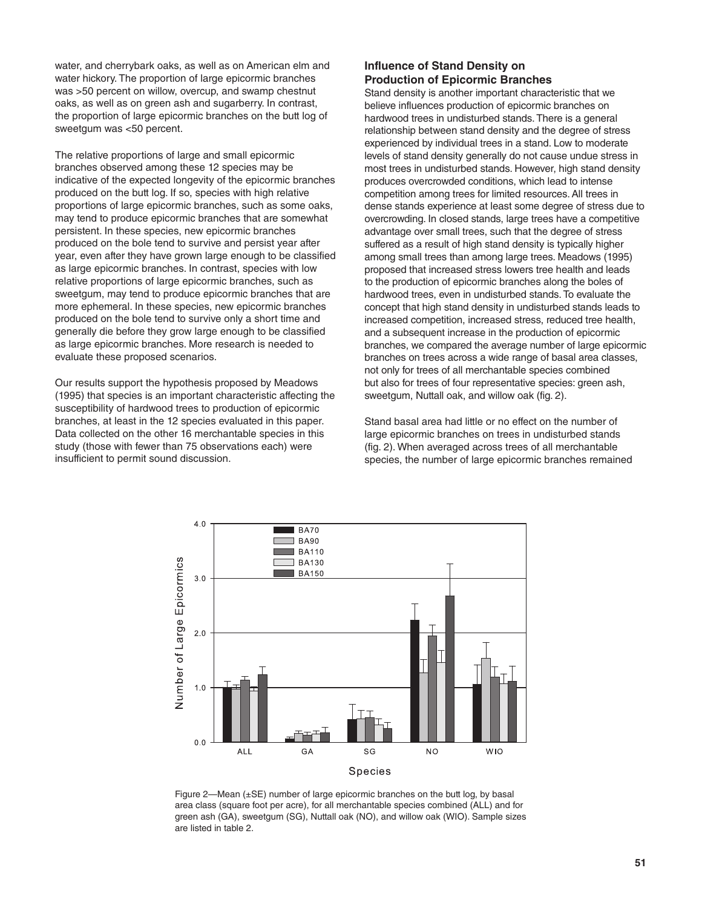water, and cherrybark oaks, as well as on American elm and water hickory. The proportion of large epicormic branches was >50 percent on willow, overcup, and swamp chestnut oaks, as well as on green ash and sugarberry. In contrast, the proportion of large epicormic branches on the butt log of sweetgum was <50 percent.

The relative proportions of large and small epicormic branches observed among these 12 species may be indicative of the expected longevity of the epicormic branches produced on the butt log. If so, species with high relative proportions of large epicormic branches, such as some oaks, may tend to produce epicormic branches that are somewhat persistent. In these species, new epicormic branches produced on the bole tend to survive and persist year after year, even after they have grown large enough to be classified as large epicormic branches. In contrast, species with low relative proportions of large epicormic branches, such as sweetgum, may tend to produce epicormic branches that are more ephemeral. In these species, new epicormic branches produced on the bole tend to survive only a short time and generally die before they grow large enough to be classified as large epicormic branches. More research is needed to evaluate these proposed scenarios.

Our results support the hypothesis proposed by Meadows (1995) that species is an important characteristic affecting the susceptibility of hardwood trees to production of epicormic branches, at least in the 12 species evaluated in this paper. Data collected on the other 16 merchantable species in this study (those with fewer than 75 observations each) were insufficient to permit sound discussion.

### Influence of Stand Density on Production of Epicormic Branches

Stand density is another important characteristic that we believe influences production of epicormic branches on hardwood trees in undisturbed stands. There is a general relationship between stand density and the degree of stress experienced by individual trees in a stand. Low to moderate levels of stand density generally do not cause undue stress in most trees in undisturbed stands. However, high stand density produces overcrowded conditions, which lead to intense competition among trees for limited resources. All trees in dense stands experience at least some degree of stress due to overcrowding. In closed stands, large trees have a competitive advantage over small trees, such that the degree of stress suffered as a result of high stand density is typically higher among small trees than among large trees. Meadows (1995) proposed that increased stress lowers tree health and leads to the production of epicormic branches along the boles of hardwood trees, even in undisturbed stands. To evaluate the concept that high stand density in undisturbed stands leads to increased competition, increased stress, reduced tree health, and a subsequent increase in the production of epicormic branches, we compared the average number of large epicormic branches on trees across a wide range of basal area classes, not only for trees of all merchantable species combined but also for trees of four representative species: green ash, sweetgum, Nuttall oak, and willow oak (fig. 2).

Stand basal area had little or no effect on the number of large epicormic branches on trees in undisturbed stands (fig. 2). When averaged across trees of all merchantable species, the number of large epicormic branches remained

Figure 2—Mean (±SE) number of large epicormic branches on the butt log, by basal area class (square foot per acre), for all merchantable species combined (ALL) and for green ash (GA), sweetgum (SG), Nuttall oak (NO), and willow oak (WIO). Sample sizes are listed in table 2.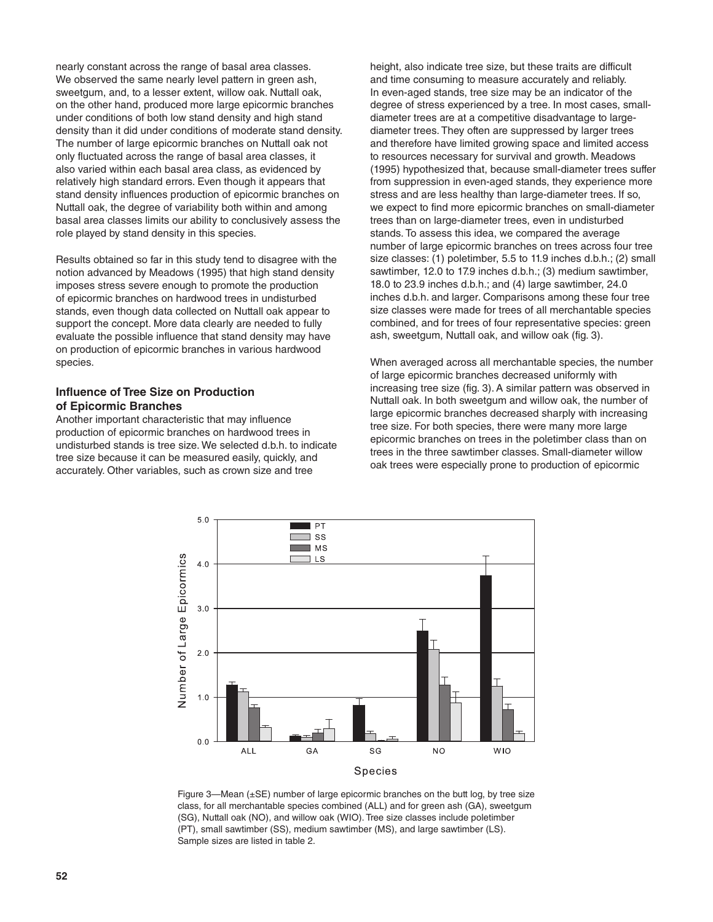nearly constant across the range of basal area classes. We observed the same nearly level pattern in green ash, sweetgum, and, to a lesser extent, willow oak. Nuttall oak, on the other hand, produced more large epicormic branches under conditions of both low stand density and high stand density than it did under conditions of moderate stand density. The number of large epicormic branches on Nuttall oak not only fluctuated across the range of basal area classes, it also varied within each basal area class, as evidenced by relatively high standard errors. Even though it appears that stand density influences production of epicormic branches on Nuttall oak, the degree of variability both within and among basal area classes limits our ability to conclusively assess the role played by stand density in this species.

Results obtained so far in this study tend to disagree with the notion advanced by Meadows (1995) that high stand density imposes stress severe enough to promote the production of epicormic branches on hardwood trees in undisturbed stands, even though data collected on Nuttall oak appear to support the concept. More data clearly are needed to fully evaluate the possible influence that stand density may have on production of epicormic branches in various hardwood species.

### Influence of Tree Size on Production of Epicormic Branches

Another important characteristic that may influence production of epicormic branches on hardwood trees in undisturbed stands is tree size. We selected d.b.h. to indicate tree size because it can be measured easily, quickly, and accurately. Other variables, such as crown size and tree height, also indicate tree size, but these traits are difficult and time consuming to measure accurately and reliably. In even-aged stands, tree size may be an indicator of the degree of stress experienced by a tree. In most cases, small-diameter trees are at a competitive disadvantage to large-diameter trees. They often are suppressed by larger trees and therefore have limited growing space and limited access to resources necessary for survival and growth. Meadows (1995) hypothesized that, because small-diameter trees suffer from suppression in even-aged stands, they experience more stress and are less healthy than large-diameter trees. If so, we expect to find more epicormic branches on small-diameter trees than on large-diameter trees, even in undisturbed stands. To assess this idea, we compared the average number of large epicormic branches on trees across four tree size classes: (1) poletimber, 5.5 to 11.9 inches d.b.h.; (2) small sawtimber, 12.0 to 17.9 inches d.b.h.; (3) medium sawtimber, 18.0 to 23.9 inches d.b.h.; and (4) large sawtimber, 24.0 inches d.b.h. and larger. Comparisons among these four tree size classes were made for trees of all merchantable species combined, and for trees of four representative species: green ash, sweetgum, Nuttall oak, and willow oak (fig. 3).

When averaged across all merchantable species, the number of large epicormic branches decreased uniformly with increasing tree size (fig. 3). A similar pattern was observed in Nuttall oak. In both sweetgum and willow oak, the number of large epicormic branches decreased sharply with increasing tree size. For both species, there were many more large epicormic branches on trees in the poletimber class than on trees in the three sawtimber classes. Small-diameter willow oak trees were especially prone to production of epicormic

Figure 3—Mean (±SE) number of large epicormic branches on the butt log, by tree size class, for all merchantable species combined (ALL) and for green ash (GA), sweetgum (SG), Nuttall oak (NO), and willow oak (WIO). Tree size classes include poletimber (PT), small sawtimber (SS), medium sawtimber (MS), and large sawtimber (LS). Sample sizes are listed in table 2.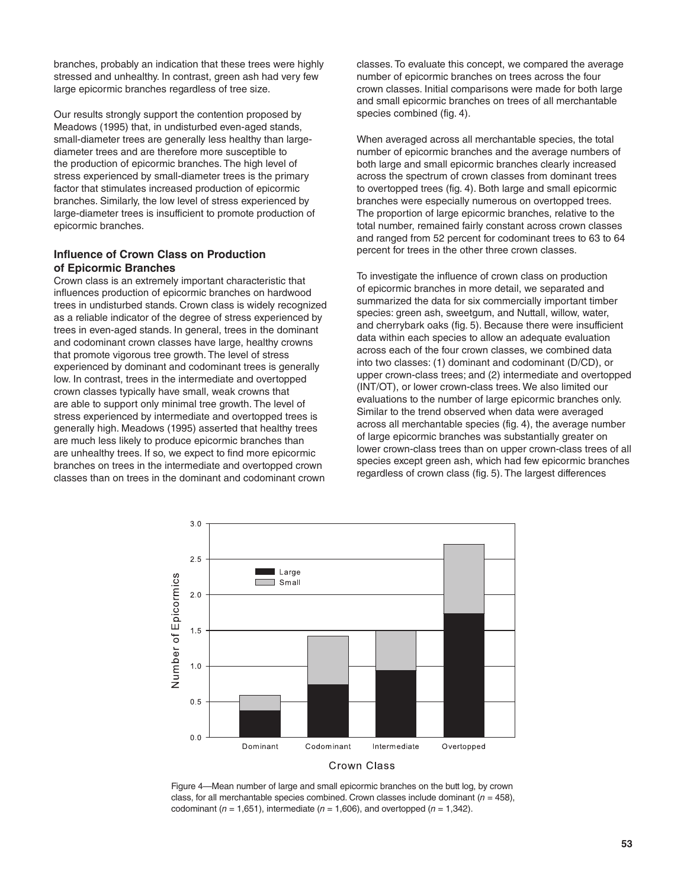branches, probably an indication that these trees were highly stressed and unhealthy. In contrast, green ash had very few large epicormic branches regardless of tree size.

Our results strongly support the contention proposed by Meadows (1995) that, in undisturbed even-aged stands, small-diameter trees are generally less healthy than large-diameter trees and are therefore more susceptible to the production of epicormic branches. The high level of stress experienced by small-diameter trees is the primary factor that stimulates increased production of epicormic branches. Similarly, the low level of stress experienced by large-diameter trees is insufficient to promote production of epicormic branches.

### Influence of Crown Class on Production of Epicormic Branches

Crown class is an extremely important characteristic that influences production of epicormic branches on hardwood trees in undisturbed stands. Crown class is widely recognized as a reliable indicator of the degree of stress experienced by trees in even-aged stands. In general, trees in the dominant and codominant crown classes have large, healthy crowns that promote vigorous tree growth. The level of stress experienced by dominant and codominant trees is generally low. In contrast, trees in the intermediate and overtopped crown classes typically have small, weak crowns that are able to support only minimal tree growth. The level of stress experienced by intermediate and overtopped trees is generally high. Meadows (1995) asserted that healthy trees are much less likely to produce epicormic branches than are unhealthy trees. If so, we expect to find more epicormic branches on trees in the intermediate and overtopped crown classes than on trees in the dominant and codominant crown classes. To evaluate this concept, we compared the average number of epicormic branches on trees across the four crown classes. Initial comparisons were made for both large and small epicormic branches on trees of all merchantable species combined (fig. 4).

When averaged across all merchantable species, the total number of epicormic branches and the average numbers of both large and small epicormic branches clearly increased across the spectrum of crown classes from dominant trees to overtopped trees (fig. 4). Both large and small epicormic branches were especially numerous on overtopped trees. The proportion of large epicormic branches, relative to the total number, remained fairly constant across crown classes and ranged from 52 percent for codominant trees to 63 to 64 percent for trees in the other three crown classes.

To investigate the influence of crown class on production of epicormic branches in more detail, we separated and summarized the data for six commercially important timber species: green ash, sweetgum, and Nuttall, willow, water, and cherrybark oaks (fig. 5). Because there were insufficient data within each species to allow an adequate evaluation across each of the four crown classes, we combined data into two classes: (1) dominant and codominant (D/CD), or upper crown-class trees; and (2) intermediate and overtopped (INT/OT), or lower crown-class trees. We also limited our evaluations to the number of large epicormic branches only. Similar to the trend observed when data were averaged across all merchantable species (fig. 4), the average number of large epicormic branches was substantially greater on lower crown-class trees than on upper crown-class trees of all species except green ash, which had few epicormic branches regardless of crown class (fig. 5). The largest differences

Figure 4—Mean number of large and small epicormic branches on the butt log, by crown class, for all merchantable species combined. Crown classes include dominant ($n$ = 458), codominant ($n$ = 1,651), intermediate ($n$ = 1,606), and overtopped ($n$ = 1,342).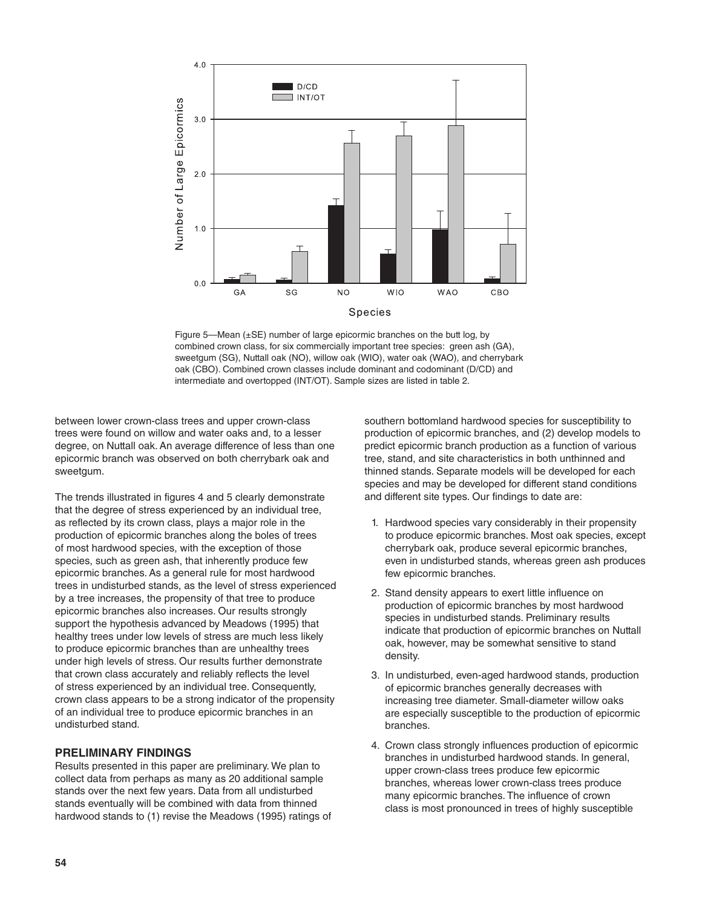Figure 5—Mean (±SE) number of large epicormic branches on the butt log, by combined crown class, for six commercially important tree species: green ash (GA), sweetgum (SG), Nuttall oak (NO), willow oak (WIO), water oak (WAO), and cherrybark oak (CBO). Combined crown classes include dominant and codominant (D/CD) and intermediate and overtopped (INT/OT). Sample sizes are listed in table 2.

between lower crown-class trees and upper crown-class trees were found on willow and water oaks and, to a lesser degree, on Nuttall oak. An average difference of less than one epicormic branch was observed on both cherrybark oak and sweetgum.

The trends illustrated in figures 4 and 5 clearly demonstrate that the degree of stress experienced by an individual tree, as reflected by its crown class, plays a major role in the production of epicormic branches along the boles of trees of most hardwood species, with the exception of those species, such as green ash, that inherently produce few epicormic branches. As a general rule for most hardwood trees in undisturbed stands, as the level of stress experienced by a tree increases, the propensity of that tree to produce epicormic branches also increases. Our results strongly support the hypothesis advanced by Meadows (1995) that healthy trees under low levels of stress are much less likely to produce epicormic branches than are unhealthy trees under high levels of stress. Our results further demonstrate that crown class accurately and reliably reflects the level of stress experienced by an individual tree. Consequently, crown class appears to be a strong indicator of the propensity of an individual tree to produce epicormic branches in an undisturbed stand.

## PRELIMINARY FINDINGS

Results presented in this paper are preliminary. We plan to collect data from perhaps as many as 20 additional sample stands over the next few years. Data from all undisturbed stands eventually will be combined with data from thinned hardwood stands to (1) revise the Meadows (1995) ratings of southern bottomland hardwood species for susceptibility to production of epicormic branches, and (2) develop models to predict epicormic branch production as a function of various tree, stand, and site characteristics in both unthinned and thinned stands. Separate models will be developed for each species and may be developed for different stand conditions and different site types. Our findings to date are:

1. Hardwood species vary considerably in their propensity to produce epicormic branches. Most oak species, except cherrybark oak, produce several epicormic branches, even in undisturbed stands, whereas green ash produces few epicormic branches.
2. Stand density appears to exert little influence on production of epicormic branches by most hardwood species in undisturbed stands. Preliminary results indicate that production of epicormic branches on Nuttall oak, however, may be somewhat sensitive to stand density.
3. In undisturbed, even-aged hardwood stands, production of epicormic branches generally decreases with increasing tree diameter. Small-diameter willow oaks are especially susceptible to the production of epicormic branches.
4. Crown class strongly influences production of epicormic branches in undisturbed hardwood stands. In general, upper crown-class trees produce few epicormic branches, whereas lower crown-class trees produce many epicormic branches. The influence of crown class is most pronounced in trees of highly susceptible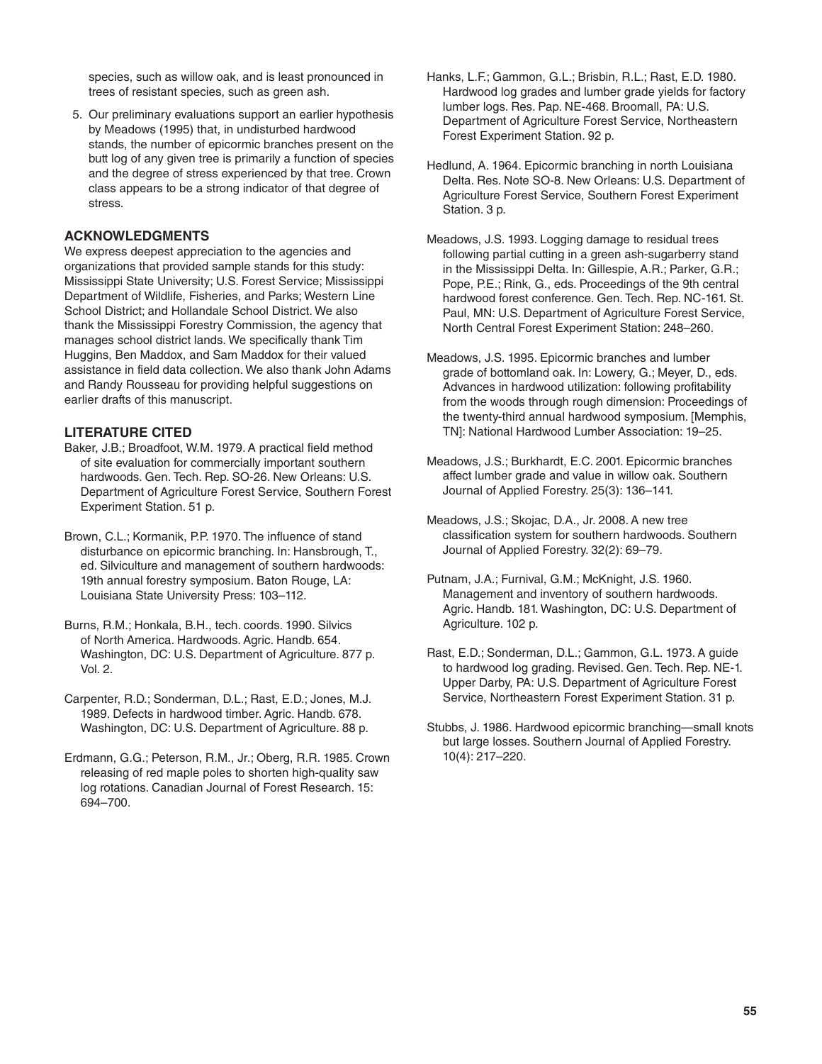species, such as willow oak, and is least pronounced in trees of resistant species, such as green ash.

5. Our preliminary evaluations support an earlier hypothesis by Meadows (1995) that, in undisturbed hardwood stands, the number of epicormic branches present on the butt log of any given tree is primarily a function of species and the degree of stress experienced by that tree. Crown class appears to be a strong indicator of that degree of stress.

## ACKNOWLEDGMENTS

We express deepest appreciation to the agencies and organizations that provided sample stands for this study: Mississippi State University; U.S. Forest Service; Mississippi Department of Wildlife, Fisheries, and Parks; Western Line School District; and Hollandale School District. We also thank the Mississippi Forestry Commission, the agency that manages school district lands. We specifically thank Tim Huggins, Ben Maddox, and Sam Maddox for their valued assistance in field data collection. We also thank John Adams and Randy Rousseau for providing helpful suggestions on earlier drafts of this manuscript.

## LITERATURE CITED

Baker, J.B.; Broadfoot, W.M. 1979. A practical field method of site evaluation for commercially important southern hardwoods. Gen. Tech. Rep. SO-26. New Orleans: U.S. Department of Agriculture Forest Service, Southern Forest Experiment Station. 51 p.

Brown, C.L.; Kormanik, P.P. 1970. The influence of stand disturbance on epicormic branching. In: Hansbrough, T., ed. Silviculture and management of southern hardwoods: 19th annual forestry symposium. Baton Rouge, LA: Louisiana State University Press: 103–112.

Burns, R.M.; Honkala, B.H., tech. coords. 1990. Silvics of North America. Hardwoods. Agric. Handb. 654. Washington, DC: U.S. Department of Agriculture. 877 p. Vol. 2.

Carpenter, R.D.; Sonderman, D.L.; Rast, E.D.; Jones, M.J. 1989. Defects in hardwood timber. Agric. Handb. 678. Washington, DC: U.S. Department of Agriculture. 88 p.

Erdmann, G.G.; Peterson, R.M., Jr.; Oberg, R.R. 1985. Crown releasing of red maple poles to shorten high-quality saw log rotations. Canadian Journal of Forest Research. 15: 694–700.

Hanks, L.F.; Gammon, G.L.; Brisbin, R.L.; Rast, E.D. 1980. Hardwood log grades and lumber grade yields for factory lumber logs. Res. Pap. NE-468. Broomall, PA: U.S. Department of Agriculture Forest Service, Northeastern Forest Experiment Station. 92 p.

Hedlund, A. 1964. Epicormic branching in north Louisiana Delta. Res. Note SO-8. New Orleans: U.S. Department of Agriculture Forest Service, Southern Forest Experiment Station. 3 p.

Meadows, J.S. 1993. Logging damage to residual trees following partial cutting in a green ash-sugarberry stand in the Mississippi Delta. In: Gillespie, A.R.; Parker, G.R.; Pope, P.E.; Rink, G., eds. Proceedings of the 9th central hardwood forest conference. Gen. Tech. Rep. NC-161. St. Paul, MN: U.S. Department of Agriculture Forest Service, North Central Forest Experiment Station: 248–260.

Meadows, J.S. 1995. Epicormic branches and lumber grade of bottomland oak. In: Lowery, G.; Meyer, D., eds. Advances in hardwood utilization: following profitability from the woods through rough dimension: Proceedings of the twenty-third annual hardwood symposium. [Memphis, TN]: National Hardwood Lumber Association: 19–25.

Meadows, J.S.; Burkhardt, E.C. 2001. Epicormic branches affect lumber grade and value in willow oak. Southern Journal of Applied Forestry. 25(3): 136–141.

Meadows, J.S.; Skojac, D.A., Jr. 2008. A new tree classification system for southern hardwoods. Southern Journal of Applied Forestry. 32(2): 69–79.

Putnam, J.A.; Furnival, G.M.; McKnight, J.S. 1960. Management and inventory of southern hardwoods. Agric. Handb. 181. Washington, DC: U.S. Department of Agriculture. 102 p.

Rast, E.D.; Sonderman, D.L.; Gammon, G.L. 1973. A guide to hardwood log grading. Revised. Gen. Tech. Rep. NE-1. Upper Darby, PA: U.S. Department of Agriculture Forest Service, Northeastern Forest Experiment Station. 31 p.

Stubbs, J. 1986. Hardwood epicormic branching—small knots but large losses. Southern Journal of Applied Forestry. 10(4): 217–220.